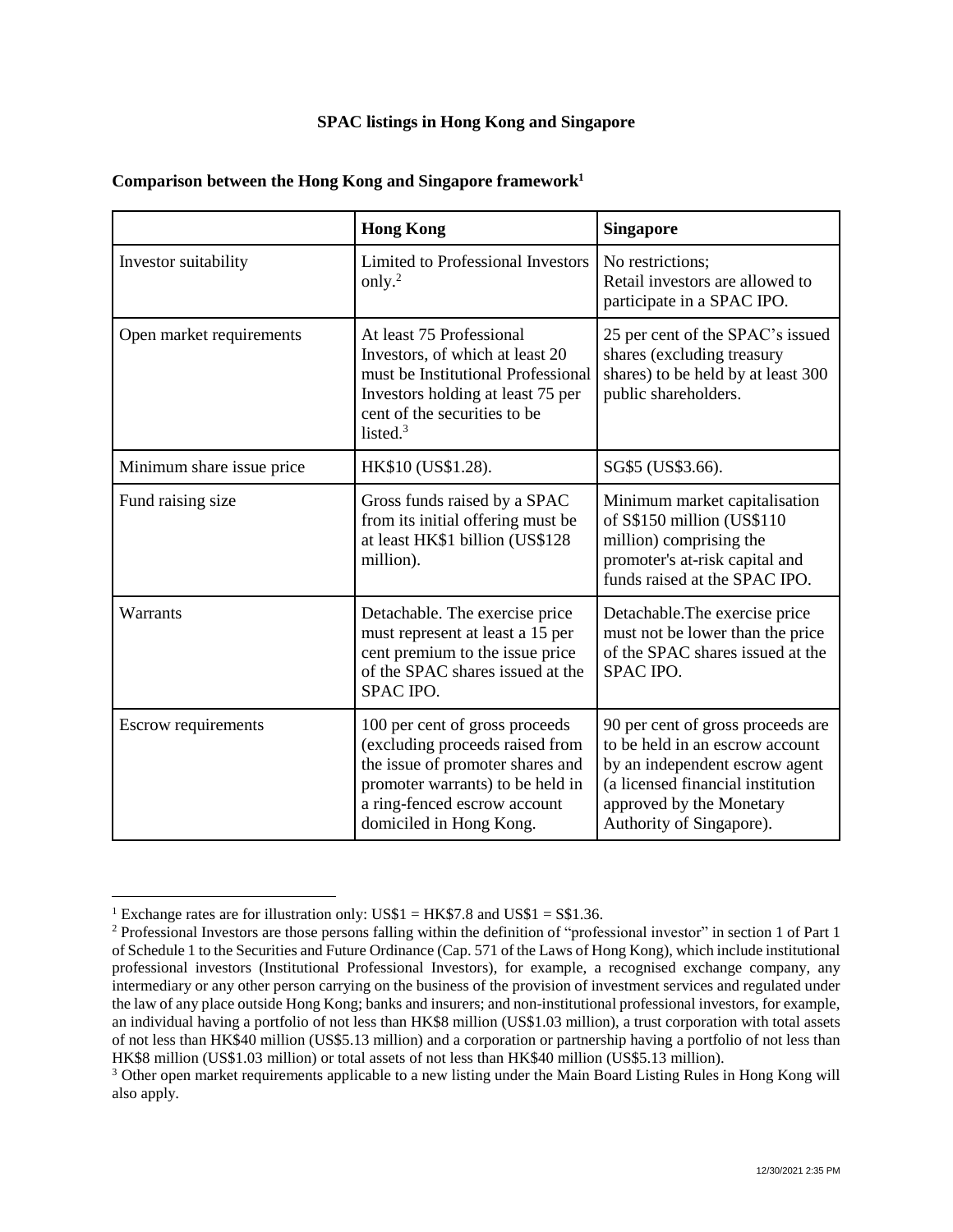# SPAC listings in Hong Kong and Singapore

## Comparison between the Hong Kong and Singapore framework[1]

| | Hong Kong | Singapore |
|---|---|---|
| Investor suitability | Limited to Professional Investors only.[2] | No restrictions; Retail investors are allowed to participate in a SPAC IPO. |
| Open market requirements | At least 75 Professional Investors, of which at least 20 must be Institutional Professional Investors holding at least 75 per cent of the securities to be listed.[3] | 25 per cent of the SPAC's issued shares (excluding treasury shares) to be held by at least 300 public shareholders. |
| Minimum share issue price | HK$10 (US$1.28). | SG$5 (US$3.66). |
| Fund raising size | Gross funds raised by a SPAC from its initial offering must be at least HK$1 billion (US$128 million). | Minimum market capitalisation of S$150 million (US$110 million) comprising the promoter's at-risk capital and funds raised at the SPAC IPO. |
| Warrants | Detachable. The exercise price must represent at least a 15 per cent premium to the issue price of the SPAC shares issued at the SPAC IPO. | Detachable.The exercise price must not be lower than the price of the SPAC shares issued at the SPAC IPO. |
| Escrow requirements | 100 per cent of gross proceeds (excluding proceeds raised from the issue of promoter shares and promoter warrants) to be held in a ring-fenced escrow account domiciled in Hong Kong. | 90 per cent of gross proceeds are to be held in an escrow account by an independent escrow agent (a licensed financial institution approved by the Monetary Authority of Singapore). |

[1] Exchange rates are for illustration only: US$1 = HK$7.8 and US$1 = S$1.36.

[2] Professional Investors are those persons falling within the definition of "professional investor" in section 1 of Part 1 of Schedule 1 to the Securities and Future Ordinance (Cap. 571 of the Laws of Hong Kong), which include institutional professional investors (Institutional Professional Investors), for example, a recognised exchange company, any intermediary or any other person carrying on the business of the provision of investment services and regulated under the law of any place outside Hong Kong; banks and insurers; and non-institutional professional investors, for example, an individual having a portfolio of not less than HK$8 million (US$1.03 million), a trust corporation with total assets of not less than HK$40 million (US$5.13 million) and a corporation or partnership having a portfolio of not less than HK$8 million (US$1.03 million) or total assets of not less than HK$40 million (US$5.13 million).

[3] Other open market requirements applicable to a new listing under the Main Board Listing Rules in Hong Kong will also apply.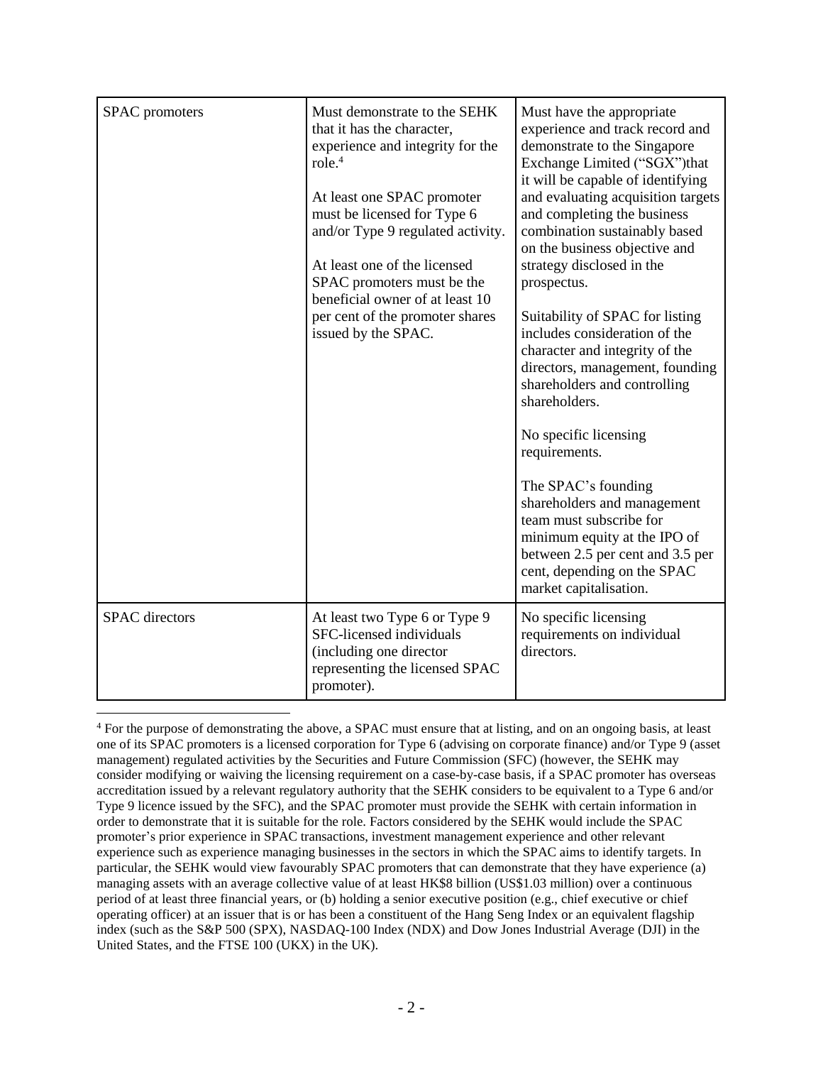| | | |
|---|---|---|
| SPAC promoters | Must demonstrate to the SEHK that it has the character, experience and integrity for the role.[4]<br><br>At least one SPAC promoter must be licensed for Type 6 and/or Type 9 regulated activity.<br><br>At least one of the licensed SPAC promoters must be the beneficial owner of at least 10 per cent of the promoter shares issued by the SPAC. | Must have the appropriate experience and track record and demonstrate to the Singapore Exchange Limited ("SGX")that it will be capable of identifying and evaluating acquisition targets and completing the business combination sustainably based on the business objective and strategy disclosed in the prospectus.<br><br>Suitability of SPAC for listing includes consideration of the character and integrity of the directors, management, founding shareholders and controlling shareholders.<br><br>No specific licensing requirements.<br><br>The SPAC's founding shareholders and management team must subscribe for minimum equity at the IPO of between 2.5 per cent and 3.5 per cent, depending on the SPAC market capitalisation. |
| SPAC directors | At least two Type 6 or Type 9 SFC-licensed individuals (including one director representing the licensed SPAC promoter). | No specific licensing requirements on individual directors. |

[4] For the purpose of demonstrating the above, a SPAC must ensure that at listing, and on an ongoing basis, at least one of its SPAC promoters is a licensed corporation for Type 6 (advising on corporate finance) and/or Type 9 (asset management) regulated activities by the Securities and Future Commission (SFC) (however, the SEHK may consider modifying or waiving the licensing requirement on a case-by-case basis, if a SPAC promoter has overseas accreditation issued by a relevant regulatory authority that the SEHK considers to be equivalent to a Type 6 and/or Type 9 licence issued by the SFC), and the SPAC promoter must provide the SEHK with certain information in order to demonstrate that it is suitable for the role. Factors considered by the SEHK would include the SPAC promoter's prior experience in SPAC transactions, investment management experience and other relevant experience such as experience managing businesses in the sectors in which the SPAC aims to identify targets. In particular, the SEHK would view favourably SPAC promoters that can demonstrate that they have experience (a) managing assets with an average collective value of at least HK$8 billion (US$1.03 million) over a continuous period of at least three financial years, or (b) holding a senior executive position (e.g., chief executive or chief operating officer) at an issuer that is or has been a constituent of the Hang Seng Index or an equivalent flagship index (such as the S&P 500 (SPX), NASDAQ-100 Index (NDX) and Dow Jones Industrial Average (DJI) in the United States, and the FTSE 100 (UKX) in the UK).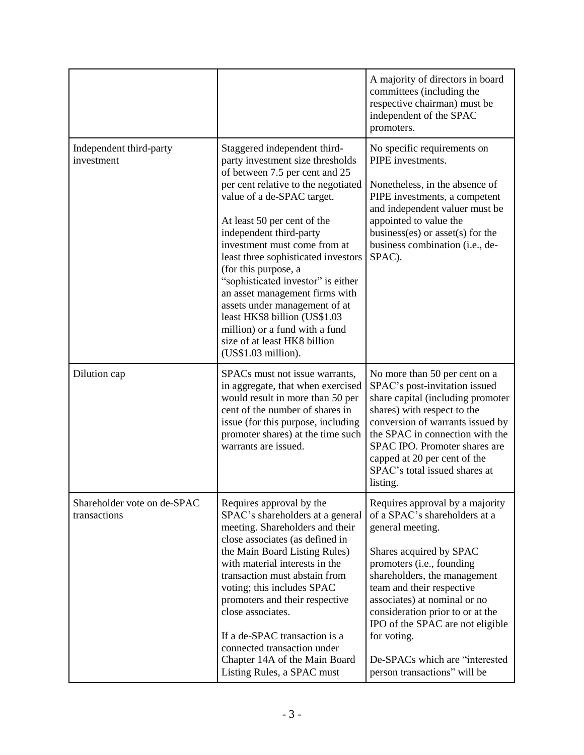| | | |
|---|---|---|
| | | A majority of directors in board committees (including the respective chairman) must be independent of the SPAC promoters. |
| Independent third-party investment | Staggered independent third-party investment size thresholds of between 7.5 per cent and 25 per cent relative to the negotiated value of a de-SPAC target.<br><br>At least 50 per cent of the independent third-party investment must come from at least three sophisticated investors (for this purpose, a "sophisticated investor" is either an asset management firms with assets under management of at least HK$8 billion (US$1.03 million) or a fund with a fund size of at least HK8 billion (US$1.03 million). | No specific requirements on PIPE investments.<br><br>Nonetheless, in the absence of PIPE investments, a competent and independent valuer must be appointed to value the business(es) or asset(s) for the business combination (i.e., de-SPAC). |
| Dilution cap | SPACs must not issue warrants, in aggregate, that when exercised would result in more than 50 per cent of the number of shares in issue (for this purpose, including promoter shares) at the time such warrants are issued. | No more than 50 per cent on a SPAC's post-invitation issued share capital (including promoter shares) with respect to the conversion of warrants issued by the SPAC in connection with the SPAC IPO. Promoter shares are capped at 20 per cent of the SPAC's total issued shares at listing. |
| Shareholder vote on de-SPAC transactions | Requires approval by the SPAC's shareholders at a general meeting. Shareholders and their close associates (as defined in the Main Board Listing Rules) with material interests in the transaction must abstain from voting; this includes SPAC promoters and their respective close associates.<br><br>If a de-SPAC transaction is a connected transaction under Chapter 14A of the Main Board Listing Rules, a SPAC must | Requires approval by a majority of a SPAC's shareholders at a general meeting.<br><br>Shares acquired by SPAC promoters (i.e., founding shareholders, the management team and their respective associates) at nominal or no consideration prior to or at the IPO of the SPAC are not eligible for voting.<br><br>De-SPACs which are "interested person transactions" will be |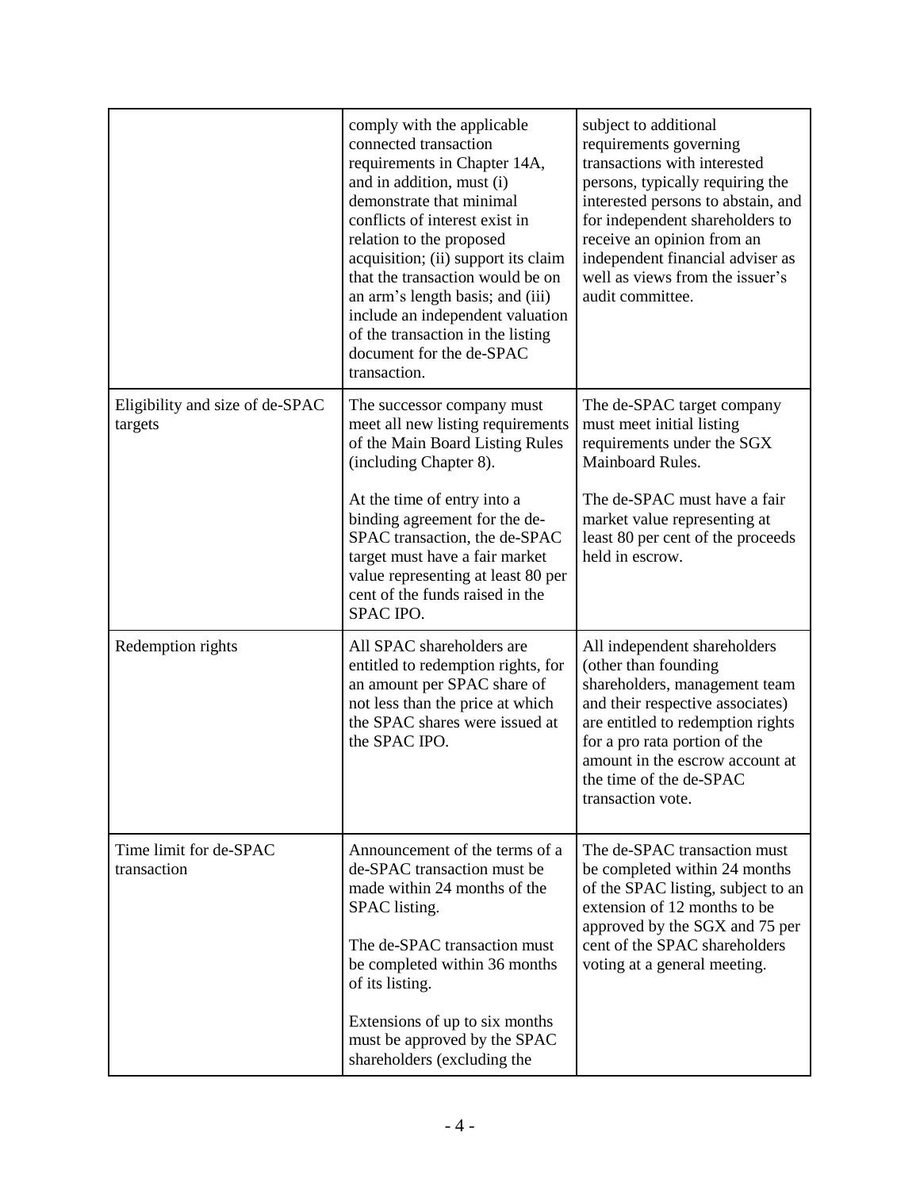| | | |
|---|---|---|
| | comply with the applicable connected transaction requirements in Chapter 14A, and in addition, must (i) demonstrate that minimal conflicts of interest exist in relation to the proposed acquisition; (ii) support its claim that the transaction would be on an arm's length basis; and (iii) include an independent valuation of the transaction in the listing document for the de-SPAC transaction. | subject to additional requirements governing transactions with interested persons, typically requiring the interested persons to abstain, and for independent shareholders to receive an opinion from an independent financial adviser as well as views from the issuer's audit committee. |
| Eligibility and size of de-SPAC targets | The successor company must meet all new listing requirements of the Main Board Listing Rules (including Chapter 8).<br><br>At the time of entry into a binding agreement for the de-SPAC transaction, the de-SPAC target must have a fair market value representing at least 80 per cent of the funds raised in the SPAC IPO. | The de-SPAC target company must meet initial listing requirements under the SGX Mainboard Rules.<br><br>The de-SPAC must have a fair market value representing at least 80 per cent of the proceeds held in escrow. |
| Redemption rights | All SPAC shareholders are entitled to redemption rights, for an amount per SPAC share of not less than the price at which the SPAC shares were issued at the SPAC IPO. | All independent shareholders (other than founding shareholders, management team and their respective associates) are entitled to redemption rights for a pro rata portion of the amount in the escrow account at the time of the de-SPAC transaction vote. |
| Time limit for de-SPAC transaction | Announcement of the terms of a de-SPAC transaction must be made within 24 months of the SPAC listing.<br><br>The de-SPAC transaction must be completed within 36 months of its listing.<br><br>Extensions of up to six months must be approved by the SPAC shareholders (excluding the | The de-SPAC transaction must be completed within 24 months of the SPAC listing, subject to an extension of 12 months to be approved by the SGX and 75 per cent of the SPAC shareholders voting at a general meeting. |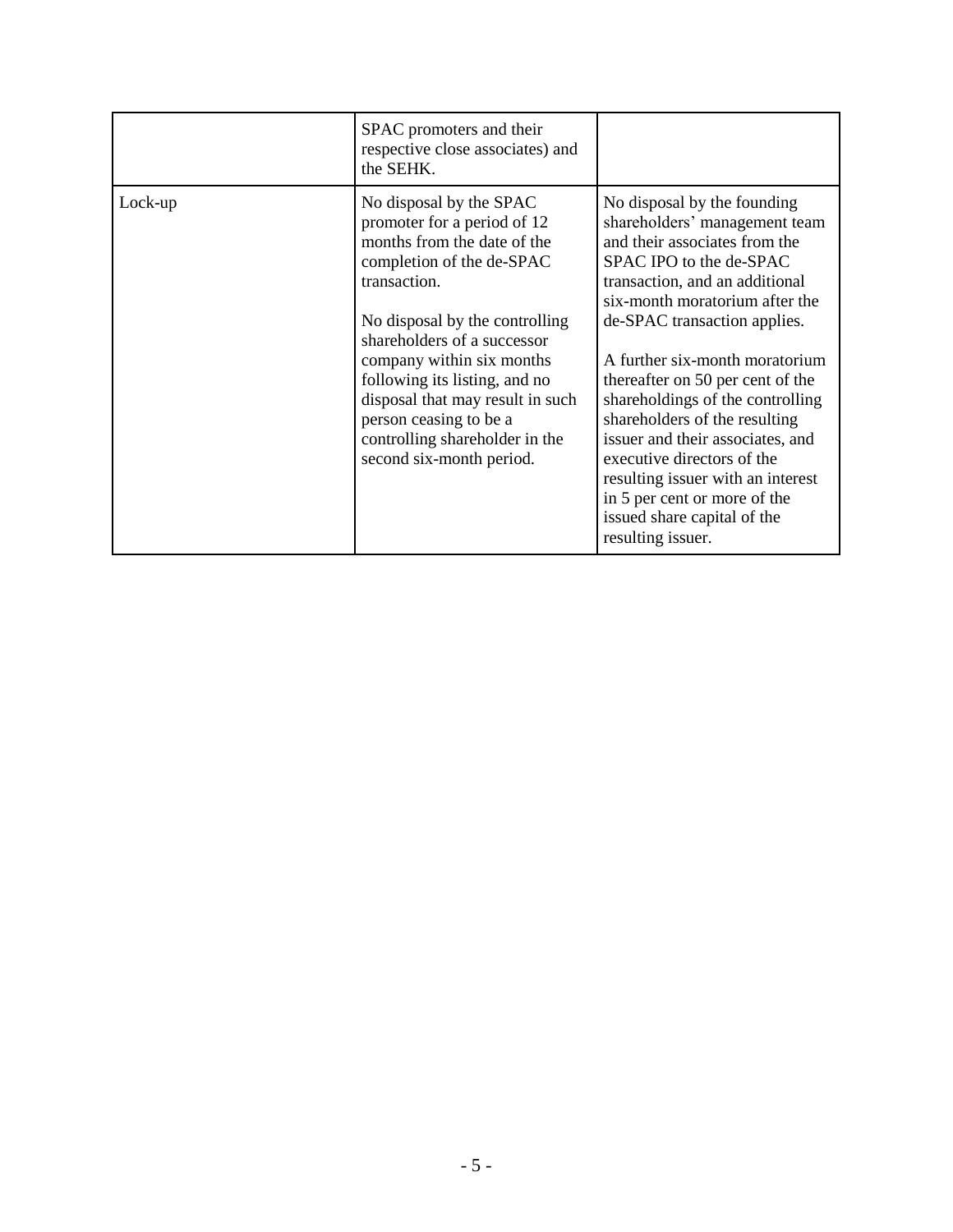| | | |
|---|---|---|
| | SPAC promoters and their respective close associates) and the SEHK. | |
| Lock-up | No disposal by the SPAC promoter for a period of 12 months from the date of the completion of the de-SPAC transaction.<br><br>No disposal by the controlling shareholders of a successor company within six months following its listing, and no disposal that may result in such person ceasing to be a controlling shareholder in the second six-month period. | No disposal by the founding shareholders' management team and their associates from the SPAC IPO to the de-SPAC transaction, and an additional six-month moratorium after the de-SPAC transaction applies.<br><br>A further six-month moratorium thereafter on 50 per cent of the shareholdings of the controlling shareholders of the resulting issuer and their associates, and executive directors of the resulting issuer with an interest in 5 per cent or more of the issued share capital of the resulting issuer. |